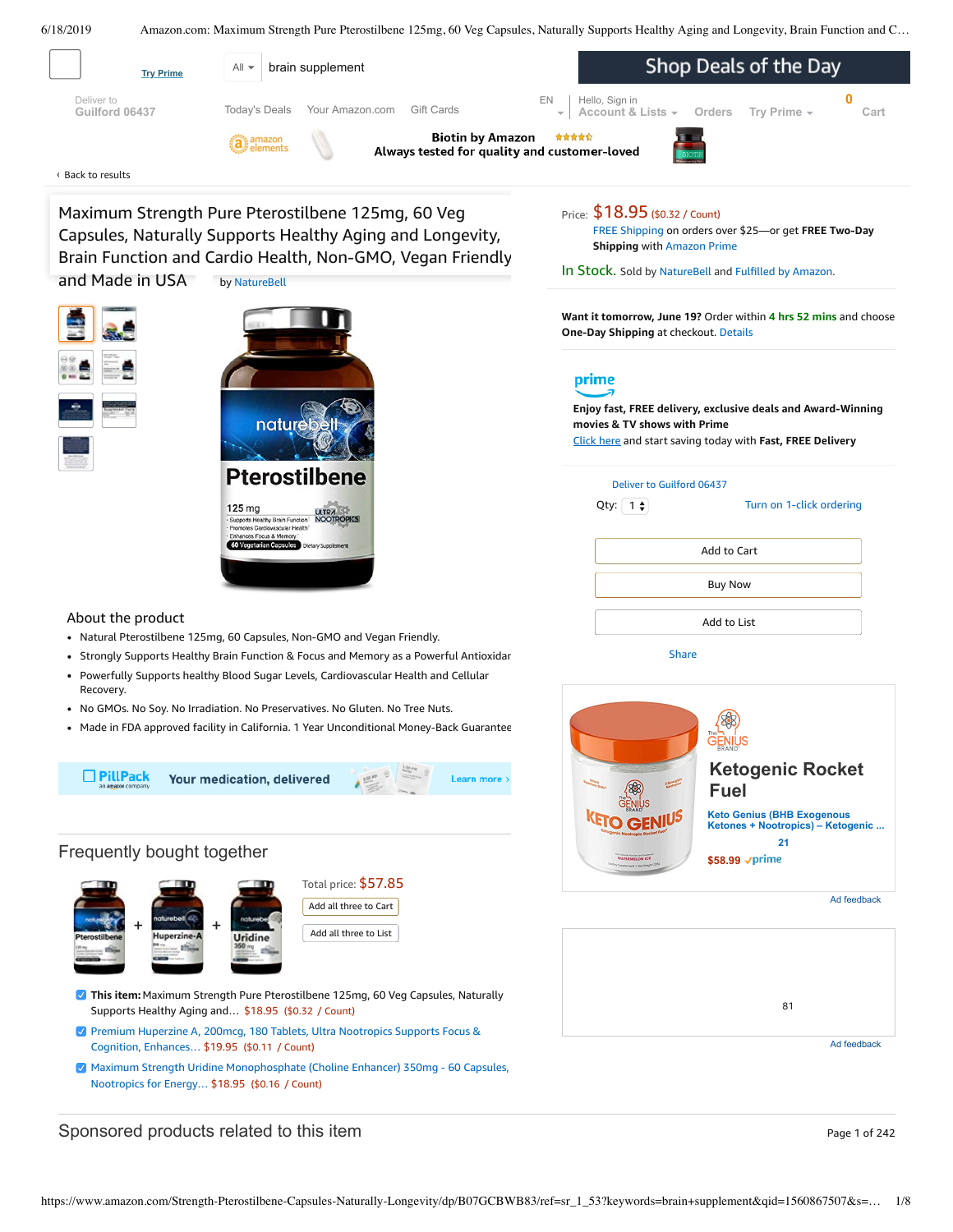Try Prime

All | brain supplement

Shop Deals of the Day

Deliver to Guilford 06437

Today's Deals | Your Amazon.com | Gift Cards

EN | Hello, Sign in Account & Lists | Orders | Try Prime | 0 Cart

amazon elements | Biotin by Amazon — Always tested for quality and customer-loved

‹ Back to results

# Maximum Strength Pure Pterostilbene 125mg, 60 Veg Capsules, Naturally Supports Healthy Aging and Longevity, Brain Function and Cardio Health, Non-GMO, Vegan Friendly and Made in USA

by NatureBell

Price: $18.95 ($0.32 / Count)

FREE Shipping on orders over $25—or get **FREE Two-Day Shipping** with Amazon Prime

In Stock. Sold by NatureBell and Fulfilled by Amazon.

**Want it tomorrow, June 19?** Order within **4 hrs 52 mins** and choose **One-Day Shipping** at checkout. Details

prime

**Enjoy fast, FREE delivery, exclusive deals and Award-Winning movies & TV shows with Prime**

Click here and start saving today with **Fast, FREE Delivery**

Deliver to Guilford 06437

Qty: 1 | Turn on 1-click ordering

Add to Cart

Buy Now

Add to List

Share

## About the product

- Natural Pterostilbene 125mg, 60 Capsules, Non-GMO and Vegan Friendly.
- Strongly Supports Healthy Brain Function & Focus and Memory as a Powerful Antioxidar
- Powerfully Supports healthy Blood Sugar Levels, Cardiovascular Health and Cellular Recovery.
- No GMOs. No Soy. No Irradiation. No Preservatives. No Gluten. No Tree Nuts.
- Made in FDA approved facility in California. 1 Year Unconditional Money-Back Guarantee

PillPack an amazon company — Your medication, delivered — Learn more ›

The Genius Brand — **Ketogenic Rocket Fuel**

Keto Genius (BHB Exogenous Ketones + Nootropics) – Ketogenic ...

21

$58.99 prime

Ad feedback

81

Ad feedback

## Frequently bought together

Total price: $57.85

Add all three to Cart

Add all three to List

- **This item:** Maximum Strength Pure Pterostilbene 125mg, 60 Veg Capsules, Naturally Supports Healthy Aging and… $18.95 ($0.32 / Count)
- Premium Huperzine A, 200mcg, 180 Tablets, Ultra Nootropics Supports Focus & Cognition, Enhances… $19.95 ($0.11 / Count)
- Maximum Strength Uridine Monophosphate (Choline Enhancer) 350mg - 60 Capsules, Nootropics for Energy… $18.95 ($0.16 / Count)

## Sponsored products related to this item

Page 1 of 242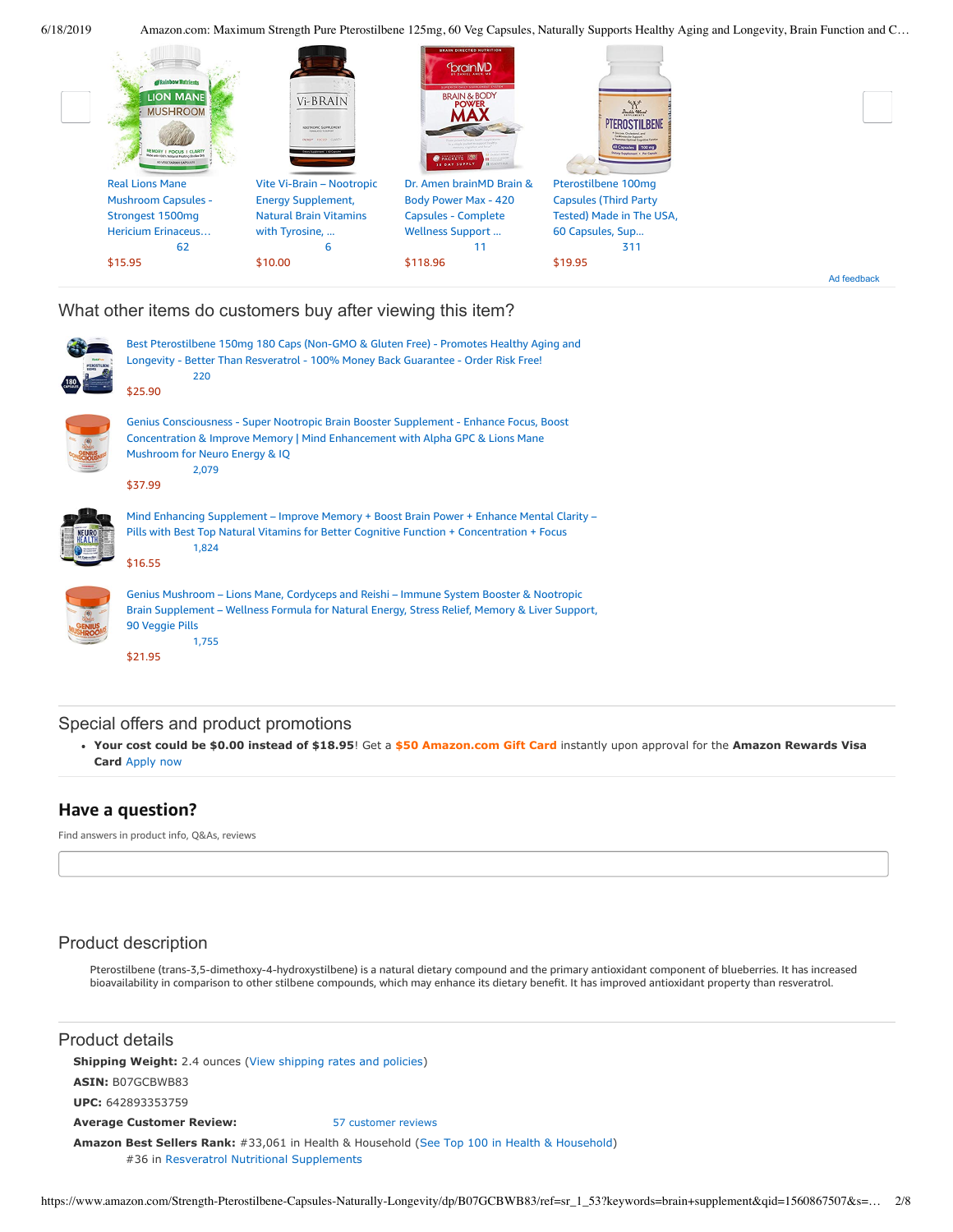Real Lions Mane Mushroom Capsules - Strongest 1500mg Hericium Erinaceus…
62
$15.95

Vite Vi-Brain – Nootropic Energy Supplement, Natural Brain Vitamins with Tyrosine, ...
6
$10.00

Dr. Amen brainMD Brain & Body Power Max - 420 Capsules - Complete Wellness Support ...
11
$118.96

Pterostilbene 100mg Capsules (Third Party Tested) Made in The USA, 60 Capsules, Sup...
311
$19.95

Ad feedback

## What other items do customers buy after viewing this item?

Best Pterostilbene 150mg 180 Caps (Non-GMO & Gluten Free) - Promotes Healthy Aging and Longevity - Better Than Resveratrol - 100% Money Back Guarantee - Order Risk Free!
220
$25.90

Genius Consciousness - Super Nootropic Brain Booster Supplement - Enhance Focus, Boost Concentration & Improve Memory | Mind Enhancement with Alpha GPC & Lions Mane Mushroom for Neuro Energy & IQ
2,079
$37.99

Mind Enhancing Supplement – Improve Memory + Boost Brain Power + Enhance Mental Clarity – Pills with Best Top Natural Vitamins for Better Cognitive Function + Concentration + Focus
1,824
$16.55

Genius Mushroom – Lions Mane, Cordyceps and Reishi – Immune System Booster & Nootropic Brain Supplement – Wellness Formula for Natural Energy, Stress Relief, Memory & Liver Support, 90 Veggie Pills
1,755
$21.95

## Special offers and product promotions

- **Your cost could be $0.00 instead of $18.95**! Get a **$50 Amazon.com Gift Card** instantly upon approval for the **Amazon Rewards Visa Card** Apply now

## Have a question?

Find answers in product info, Q&As, reviews

## Product description

Pterostilbene (trans-3,5-dimethoxy-4-hydroxystilbene) is a natural dietary compound and the primary antioxidant component of blueberries. It has increased bioavailability in comparison to other stilbene compounds, which may enhance its dietary benefit. It has improved antioxidant property than resveratrol.

## Product details

**Shipping Weight:** 2.4 ounces (View shipping rates and policies)

**ASIN:** B07GCBWB83

**UPC:** 642893353759

**Average Customer Review:** 57 customer reviews

**Amazon Best Sellers Rank:** #33,061 in Health & Household (See Top 100 in Health & Household)
#36 in Resveratrol Nutritional Supplements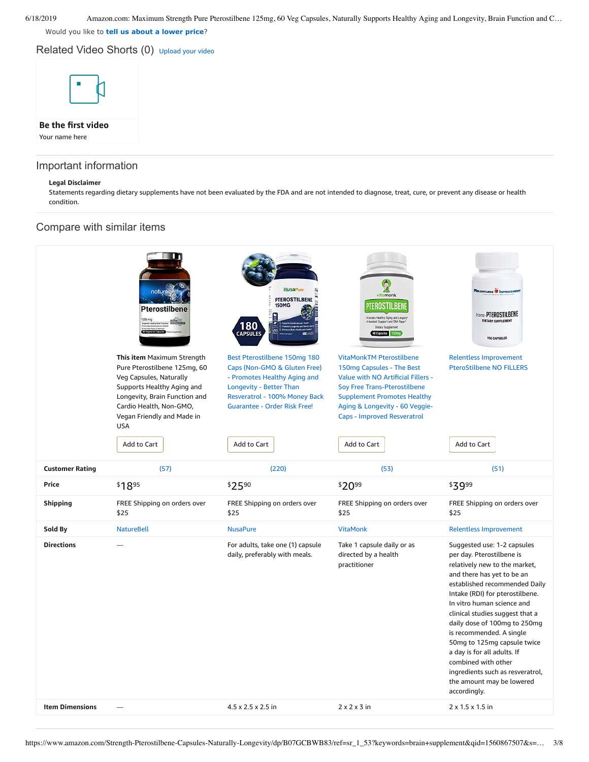Would you like to **tell us about a lower price**?

## Related Video Shorts (0) Upload your video

**Be the first video**

Your name here

## Important information

**Legal Disclaimer**

Statements regarding dietary supplements have not been evaluated by the FDA and are not intended to diagnose, treat, cure, or prevent any disease or health condition.

## Compare with similar items

| | **This item** Maximum Strength Pure Pterostilbene 125mg, 60 Veg Capsules, Naturally Supports Healthy Aging and Longevity, Brain Function and Cardio Health, Non-GMO, Vegan Friendly and Made in USA | Best Pterostilbene 150mg 180 Caps (Non-GMO & Gluten Free) - Promotes Healthy Aging and Longevity - Better Than Resveratrol - 100% Money Back Guarantee - Order Risk Free! | VitaMonkTM Pterostilbene 150mg Capsules - The Best Value with NO Artificial Fillers - Soy Free Trans-Pterostilbene Supplement Promotes Healthy Aging & Longevity - 60 Veggie-Caps - Improved Resveratrol | Relentless Improvement PteroStilbene NO FILLERS |
|---|---|---|---|---|
| | Add to Cart | Add to Cart | Add to Cart | Add to Cart |
| **Customer Rating** | (57) | (220) | (53) | (51) |
| **Price** | $18.95 | $25.90 | $20.99 | $39.99 |
| **Shipping** | FREE Shipping on orders over $25 | FREE Shipping on orders over $25 | FREE Shipping on orders over $25 | FREE Shipping on orders over $25 |
| **Sold By** | NatureBell | NusaPure | VitaMonk | Relentless Improvement |
| **Directions** | — | For adults, take one (1) capsule daily, preferably with meals. | Take 1 capsule daily or as directed by a health practitioner | Suggested use: 1-2 capsules per day. Pterostilbene is relatively new to the market, and there has yet to be an established recommended Daily Intake (RDI) for pterostilbene. In vitro human science and clinical studies suggest that a daily dose of 100mg to 250mg is recommended. A single 50mg to 125mg capsule twice a day is for all adults. If combined with other ingredients such as resveratrol, the amount may be lowered accordingly. |
| **Item Dimensions** | — | 4.5 x 2.5 x 2.5 in | 2 x 2 x 3 in | 2 x 1.5 x 1.5 in |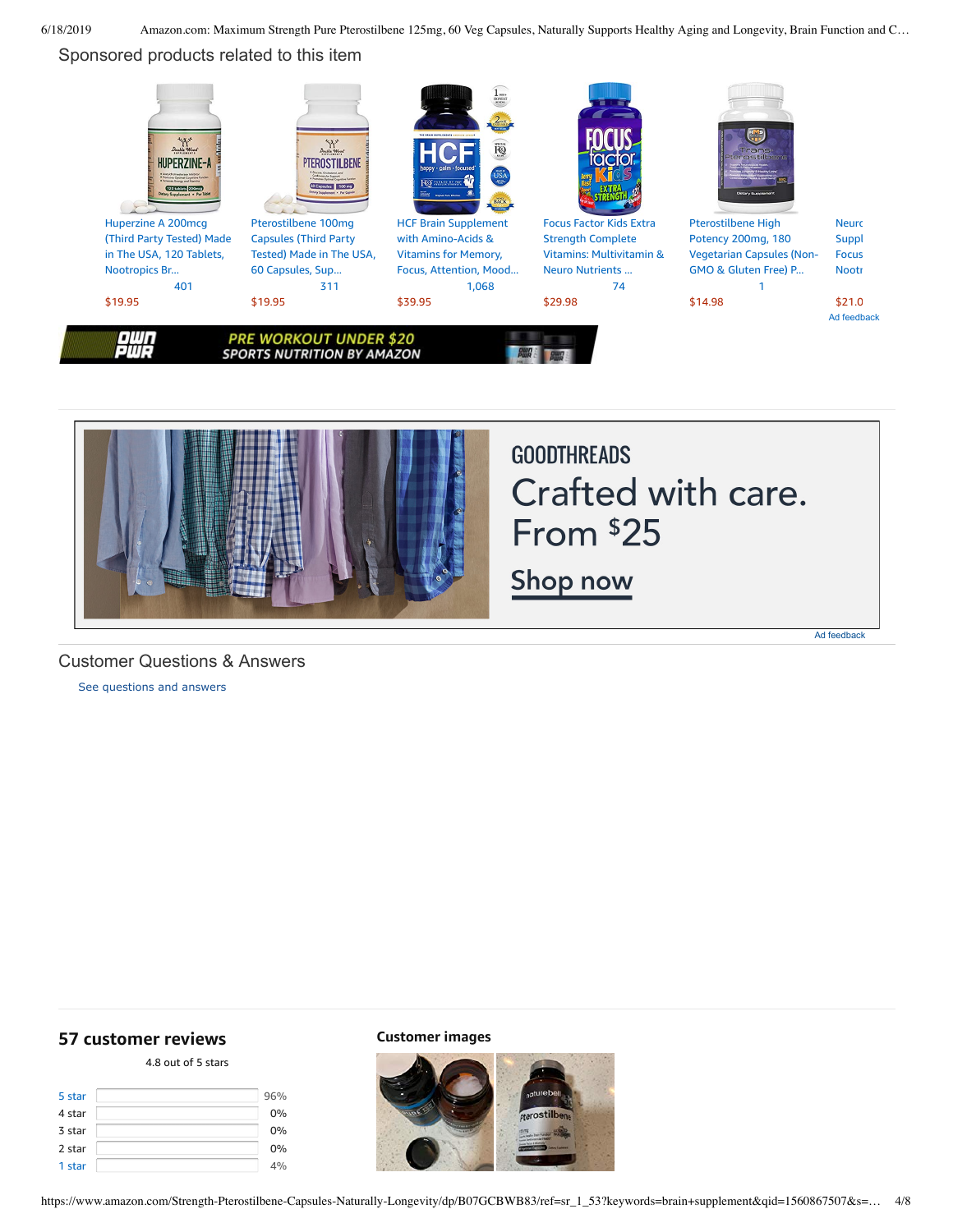## Sponsored products related to this item

| Product | Reviews | Price |
|---|---|---|
| Huperzine A 200mcg (Third Party Tested) Made in The USA, 120 Tablets, Nootropics Br... | 401 | $19.95 |
| Pterostilbene 100mg Capsules (Third Party Tested) Made in The USA, 60 Capsules, Sup... | 311 | $19.95 |
| HCF Brain Supplement with Amino-Acids & Vitamins for Memory, Focus, Attention, Mood... | 1,068 | $39.95 |
| Focus Factor Kids Extra Strength Complete Vitamins: Multivitamin & Neuro Nutrients ... | 74 | $29.98 |
| Pterostilbene High Potency 200mg, 180 Vegetarian Capsules (Non-GMO & Gluten Free) P... | 1 | $14.98 |
| Neuro Suppl Focus Nootr | | $21.0 |

Ad feedback

PRE WORKOUT UNDER $20
SPORTS NUTRITION BY AMAZON

GOODTHREADS
Crafted with care.
From $25
Shop now

Ad feedback

## Customer Questions & Answers

See questions and answers

## 57 customer reviews

4.8 out of 5 stars

| Rating | Percentage |
|---|---|
| 5 star | 96% |
| 4 star | 0% |
| 3 star | 0% |
| 2 star | 0% |
| 1 star | 4% |

### Customer images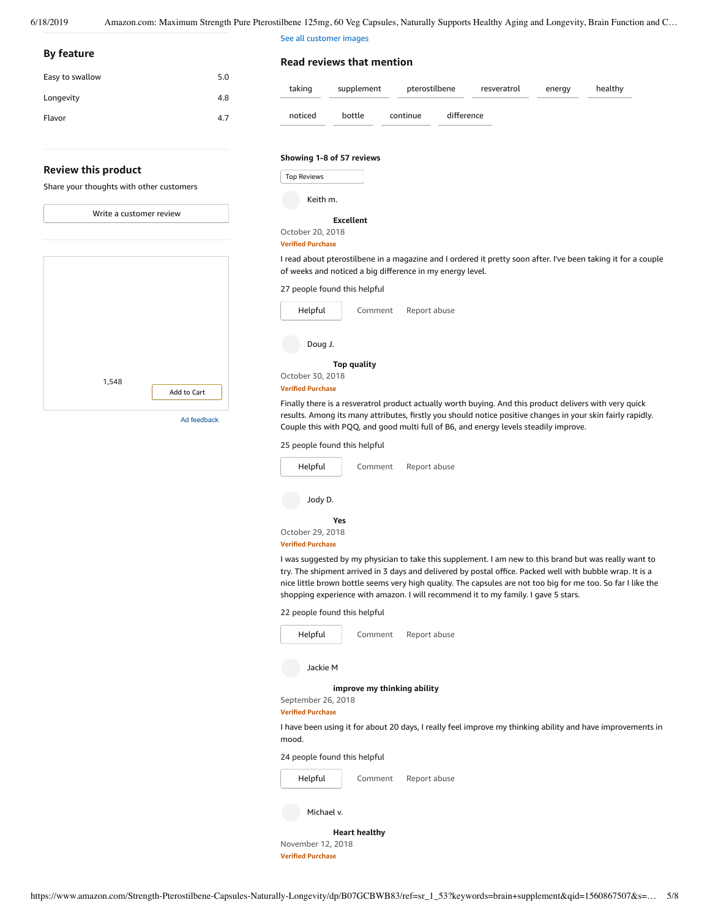See all customer images

## By feature

| Feature | Rating |
|---|---|
| Easy to swallow | 5.0 |
| Longevity | 4.8 |
| Flavor | 4.7 |

## Review this product

Share your thoughts with other customers

Write a customer review

1,548

Add to Cart

Ad feedback

## Read reviews that mention

taking | supplement | pterostilbene | resveratrol | energy | healthy | noticed | bottle | continue | difference

**Showing 1-8 of 57 reviews**

Top Reviews

Keith m.

**Excellent**

October 20, 2018

Verified Purchase

I read about pterostilbene in a magazine and I ordered it pretty soon after. I've been taking it for a couple of weeks and noticed a big difference in my energy level.

27 people found this helpful

Helpful | Comment | Report abuse

Doug J.

**Top quality**

October 30, 2018

Verified Purchase

Finally there is a resveratrol product actually worth buying. And this product delivers with very quick results. Among its many attributes, firstly you should notice positive changes in your skin fairly rapidly. Couple this with PQQ, and good multi full of B6, and energy levels steadily improve.

25 people found this helpful

Helpful | Comment | Report abuse

Jody D.

**Yes**

October 29, 2018

Verified Purchase

I was suggested by my physician to take this supplement. I am new to this brand but was really want to try. The shipment arrived in 3 days and delivered by postal office. Packed well with bubble wrap. It is a nice little brown bottle seems very high quality. The capsules are not too big for me too. So far I like the shopping experience with amazon. I will recommend it to my family. I gave 5 stars.

22 people found this helpful

Helpful | Comment | Report abuse

Jackie M

**improve my thinking ability**

September 26, 2018

Verified Purchase

I have been using it for about 20 days, I really feel improve my thinking ability and have improvements in mood.

24 people found this helpful

Helpful | Comment | Report abuse

Michael v.

**Heart healthy**

November 12, 2018

Verified Purchase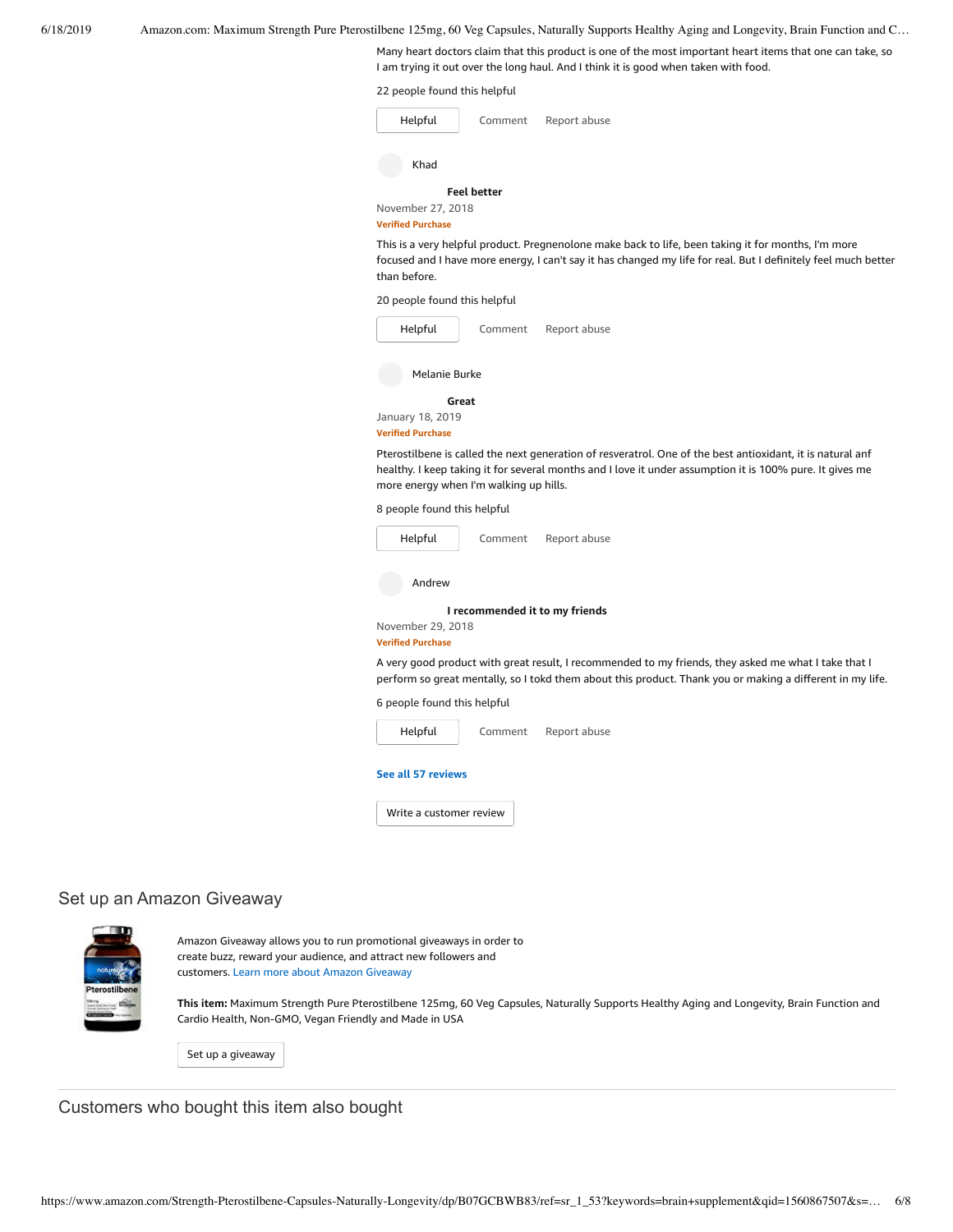Many heart doctors claim that this product is one of the most important heart items that one can take, so I am trying it out over the long haul. And I think it is good when taken with food.

22 people found this helpful

Helpful Comment Report abuse

Khad

**Feel better**

November 27, 2018

Verified Purchase

This is a very helpful product. Pregnenolone make back to life, been taking it for months, I'm more focused and I have more energy, I can't say it has changed my life for real. But I definitely feel much better than before.

20 people found this helpful

Helpful Comment Report abuse

Melanie Burke

**Great**

January 18, 2019

Verified Purchase

Pterostilbene is called the next generation of resveratrol. One of the best antioxidant, it is natural anf healthy. I keep taking it for several months and I love it under assumption it is 100% pure. It gives me more energy when I'm walking up hills.

8 people found this helpful

Helpful Comment Report abuse

Andrew

**I recommended it to my friends**

November 29, 2018

Verified Purchase

A very good product with great result, I recommended to my friends, they asked me what I take that I perform so great mentally, so I tokd them about this product. Thank you or making a different in my life.

6 people found this helpful

Helpful Comment Report abuse

**See all 57 reviews**

Write a customer review

## Set up an Amazon Giveaway

Amazon Giveaway allows you to run promotional giveaways in order to create buzz, reward your audience, and attract new followers and customers. Learn more about Amazon Giveaway

**This item:** Maximum Strength Pure Pterostilbene 125mg, 60 Veg Capsules, Naturally Supports Healthy Aging and Longevity, Brain Function and Cardio Health, Non-GMO, Vegan Friendly and Made in USA

Set up a giveaway

## Customers who bought this item also bought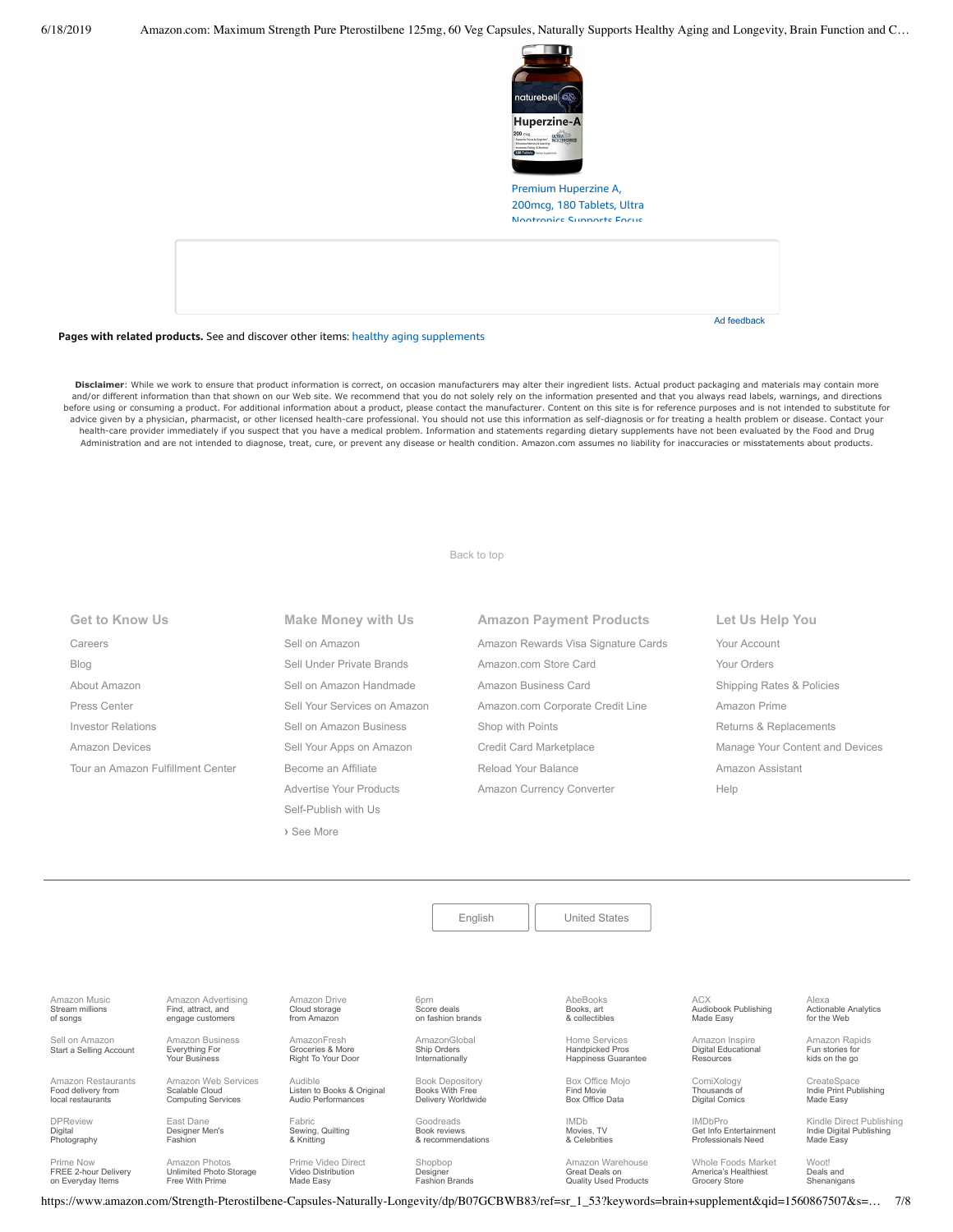Premium Huperzine A, 200mcg, 180 Tablets, Ultra Nootropics Supports Focus

Ad feedback

**Pages with related products.** See and discover other items: healthy aging supplements

**Disclaimer**: While we work to ensure that product information is correct, on occasion manufacturers may alter their ingredient lists. Actual product packaging and materials may contain more and/or different information than that shown on our Web site. We recommend that you do not solely rely on the information presented and that you always read labels, warnings, and directions before using or consuming a product. For additional information about a product, please contact the manufacturer. Content on this site is for reference purposes and is not intended to substitute for advice given by a physician, pharmacist, or other licensed health-care professional. You should not use this information as self-diagnosis or for treating a health problem or disease. Contact your health-care provider immediately if you suspect that you have a medical problem. Information and statements regarding dietary supplements have not been evaluated by the Food and Drug Administration and are not intended to diagnose, treat, cure, or prevent any disease or health condition. Amazon.com assumes no liability for inaccuracies or misstatements about products.

Back to top

**Get to Know Us**
- Careers
- Blog
- About Amazon
- Press Center
- Investor Relations
- Amazon Devices
- Tour an Amazon Fulfillment Center

**Make Money with Us**
- Sell on Amazon
- Sell Under Private Brands
- Sell on Amazon Handmade
- Sell Your Services on Amazon
- Sell on Amazon Business
- Sell Your Apps on Amazon
- Become an Affiliate
- Advertise Your Products
- Self-Publish with Us
- › See More

**Amazon Payment Products**
- Amazon Rewards Visa Signature Cards
- Amazon.com Store Card
- Amazon Business Card
- Amazon.com Corporate Credit Line
- Shop with Points
- Credit Card Marketplace
- Reload Your Balance
- Amazon Currency Converter

**Let Us Help You**
- Your Account
- Your Orders
- Shipping Rates & Policies
- Amazon Prime
- Returns & Replacements
- Manage Your Content and Devices
- Amazon Assistant
- Help

English | United States

| | | | | | | |
|---|---|---|---|---|---|---|
| Amazon Music<br>Stream millions of songs | Amazon Advertising<br>Find, attract, and engage customers | Amazon Drive<br>Cloud storage from Amazon | 6pm<br>Score deals on fashion brands | AbeBooks<br>Books, art & collectibles | ACX<br>Audiobook Publishing Made Easy | Alexa<br>Actionable Analytics for the Web |
| Sell on Amazon<br>Start a Selling Account | Amazon Business<br>Everything For Your Business | AmazonFresh<br>Groceries & More Right To Your Door | AmazonGlobal<br>Ship Orders Internationally | Home Services<br>Handpicked Pros Happiness Guarantee | Amazon Inspire<br>Digital Educational Resources | Amazon Rapids<br>Fun stories for kids on the go |
| Amazon Restaurants<br>Food delivery from local restaurants | Amazon Web Services<br>Scalable Cloud Computing Services | Audible<br>Listen to Books & Original Audio Performances | Book Depository<br>Books With Free Delivery Worldwide | Box Office Mojo<br>Find Movie Box Office Data | ComiXology<br>Thousands of Digital Comics | CreateSpace<br>Indie Print Publishing Made Easy |
| DPReview<br>Digital Photography | East Dane<br>Designer Men's Fashion | Fabric<br>Sewing, Quilting & Knitting | Goodreads<br>Book reviews & recommendations | IMDb<br>Movies, TV & Celebrities | IMDbPro<br>Get Info Entertainment Professionals Need | Kindle Direct Publishing<br>Indie Digital Publishing Made Easy |
| Prime Now<br>FREE 2-hour Delivery on Everyday Items | Amazon Photos<br>Unlimited Photo Storage Free With Prime | Prime Video Direct<br>Video Distribution Made Easy | Shopbop<br>Designer Fashion Brands | Amazon Warehouse<br>Great Deals on Quality Used Products | Whole Foods Market<br>America's Healthiest Grocery Store | Woot!<br>Deals and Shenanigans |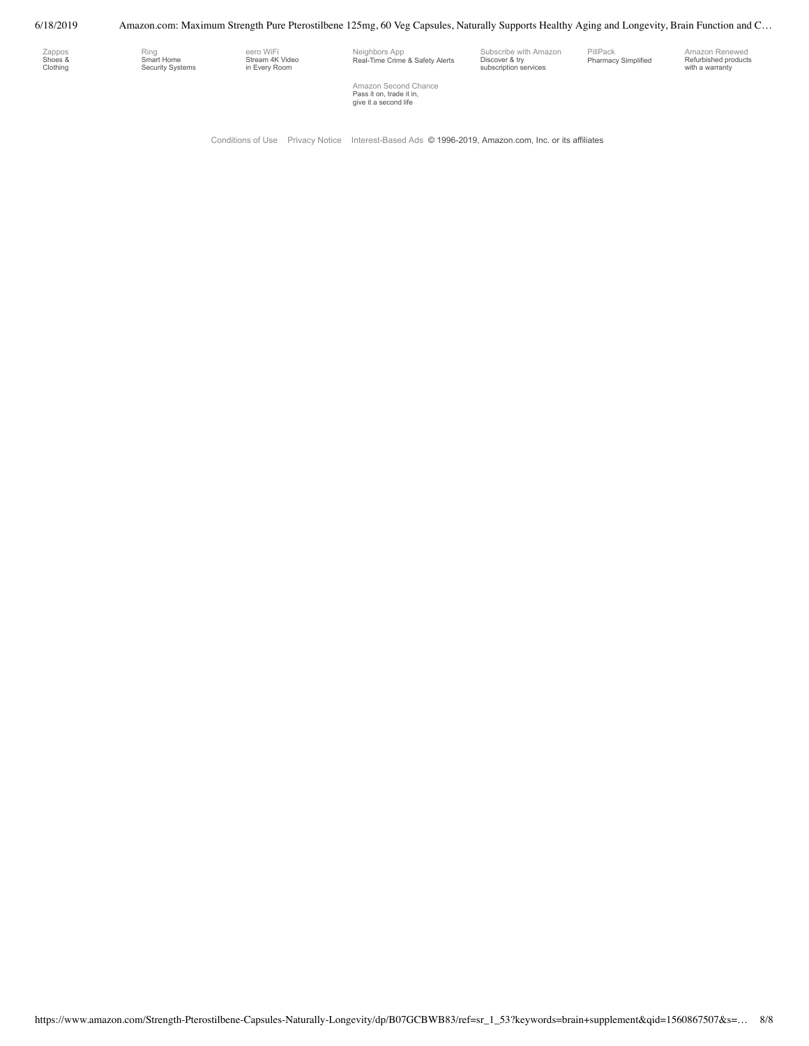Zappos
Shoes &
Clothing

Ring
Smart Home
Security Systems

eero WiFi
Stream 4K Video
in Every Room

Neighbors App
Real-Time Crime & Safety Alerts

Subscribe with Amazon
Discover & try
subscription services

PillPack
Pharmacy Simplified

Amazon Renewed
Refurbished products
with a warranty

Amazon Second Chance
Pass it on, trade it in,
give it a second life

Conditions of Use Privacy Notice Interest-Based Ads © 1996-2019, Amazon.com, Inc. or its affiliates